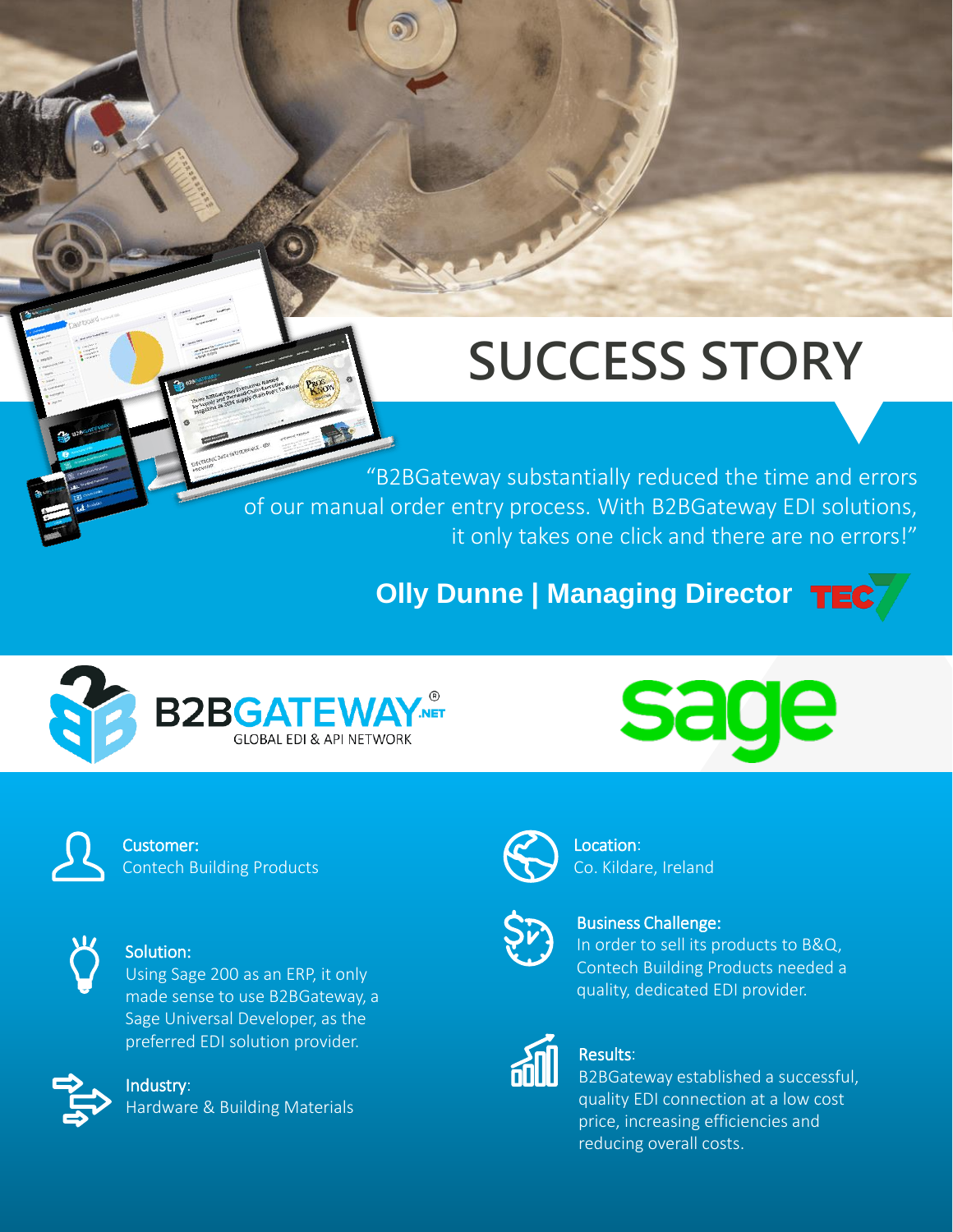# SUCCESS STORY

"B2BGateway substantially reduced the time and errors of our manual order entry process. With B2BGateway EDI solutions, it only takes one click and there are no errors!"

**Olly Dunne | Managing Director**

B2BGATEWAY.NET®
GLOBAL EDI & API NETWORK

sage

**Customer:**
Contech Building Products

**Location:**
Co. Kildare, Ireland

**Solution:**
Using Sage 200 as an ERP, it only made sense to use B2BGateway, a Sage Universal Developer, as the preferred EDI solution provider.

**Business Challenge:**
In order to sell its products to B&Q, Contech Building Products needed a quality, dedicated EDI provider.

**Industry:**
Hardware & Building Materials

**Results:**
B2BGateway established a successful, quality EDI connection at a low cost price, increasing efficiencies and reducing overall costs.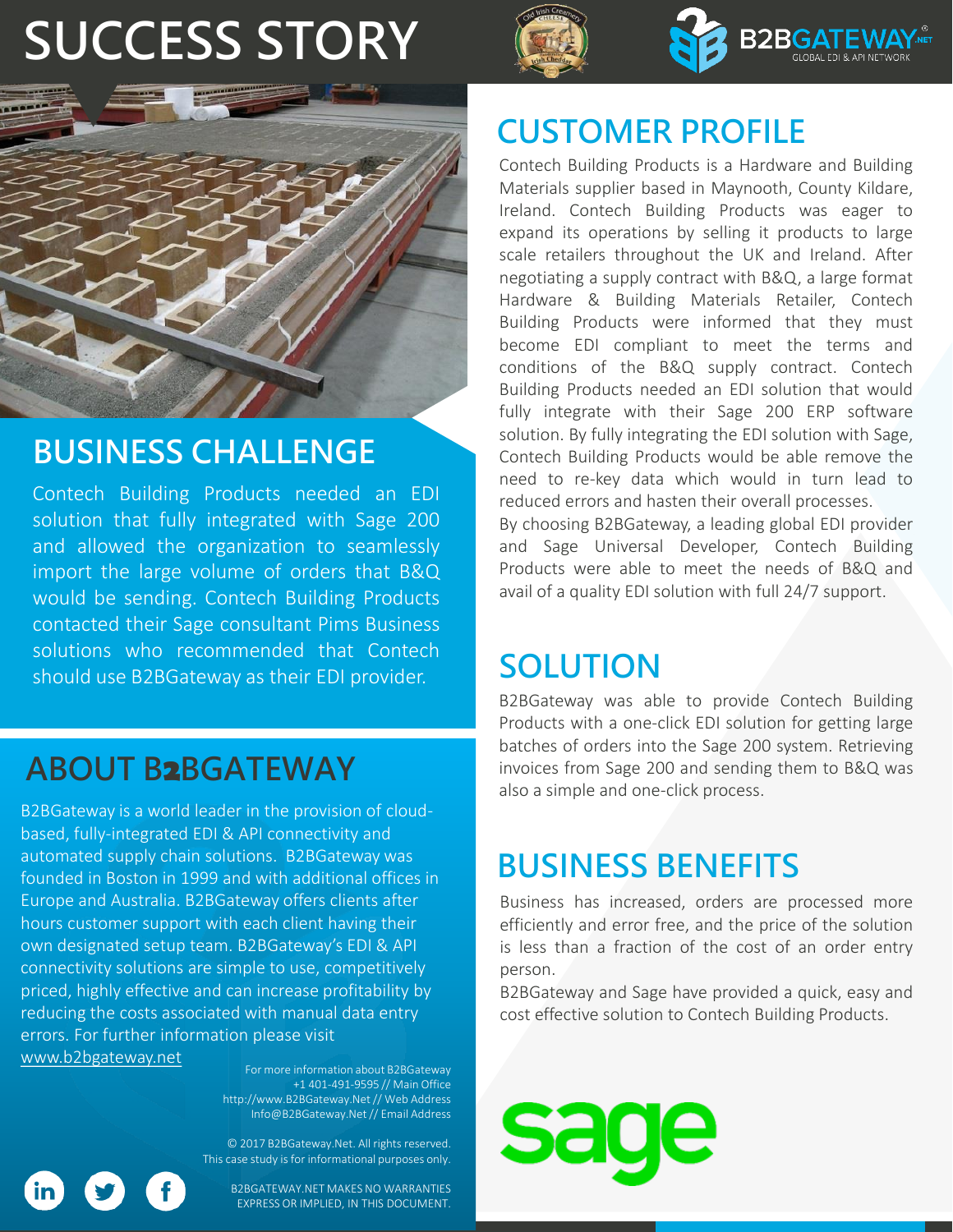# SUCCESS STORY

## BUSINESS CHALLENGE

Contech Building Products needed an EDI solution that fully integrated with Sage 200 and allowed the organization to seamlessly import the large volume of orders that B&Q would be sending. Contech Building Products contacted their Sage consultant Pims Business solutions who recommended that Contech should use B2BGateway as their EDI provider.

## ABOUT B2BGATEWAY

B2BGateway is a world leader in the provision of cloud-based, fully-integrated EDI & API connectivity and automated supply chain solutions. B2BGateway was founded in Boston in 1999 and with additional offices in Europe and Australia. B2BGateway offers clients after hours customer support with each client having their own designated setup team. B2BGateway's EDI & API connectivity solutions are simple to use, competitively priced, highly effective and can increase profitability by reducing the costs associated with manual data entry errors. For further information please visit www.b2bgateway.net

For more information about B2BGateway
+1 401-491-9595 // Main Office
http://www.B2BGateway.Net // Web Address
Info@B2BGateway.Net // Email Address

© 2017 B2BGateway.Net. All rights reserved.
This case study is for informational purposes only.

B2BGATEWAY.NET MAKES NO WARRANTIES EXPRESS OR IMPLIED, IN THIS DOCUMENT.

## CUSTOMER PROFILE

Contech Building Products is a Hardware and Building Materials supplier based in Maynooth, County Kildare, Ireland. Contech Building Products was eager to expand its operations by selling it products to large scale retailers throughout the UK and Ireland. After negotiating a supply contract with B&Q, a large format Hardware & Building Materials Retailer, Contech Building Products were informed that they must become EDI compliant to meet the terms and conditions of the B&Q supply contract. Contech Building Products needed an EDI solution that would fully integrate with their Sage 200 ERP software solution. By fully integrating the EDI solution with Sage, Contech Building Products would be able remove the need to re-key data which would in turn lead to reduced errors and hasten their overall processes.

By choosing B2BGateway, a leading global EDI provider and Sage Universal Developer, Contech Building Products were able to meet the needs of B&Q and avail of a quality EDI solution with full 24/7 support.

## SOLUTION

B2BGateway was able to provide Contech Building Products with a one-click EDI solution for getting large batches of orders into the Sage 200 system. Retrieving invoices from Sage 200 and sending them to B&Q was also a simple and one-click process.

## BUSINESS BENEFITS

Business has increased, orders are processed more efficiently and error free, and the price of the solution is less than a fraction of the cost of an order entry person.

B2BGateway and Sage have provided a quick, easy and cost effective solution to Contech Building Products.